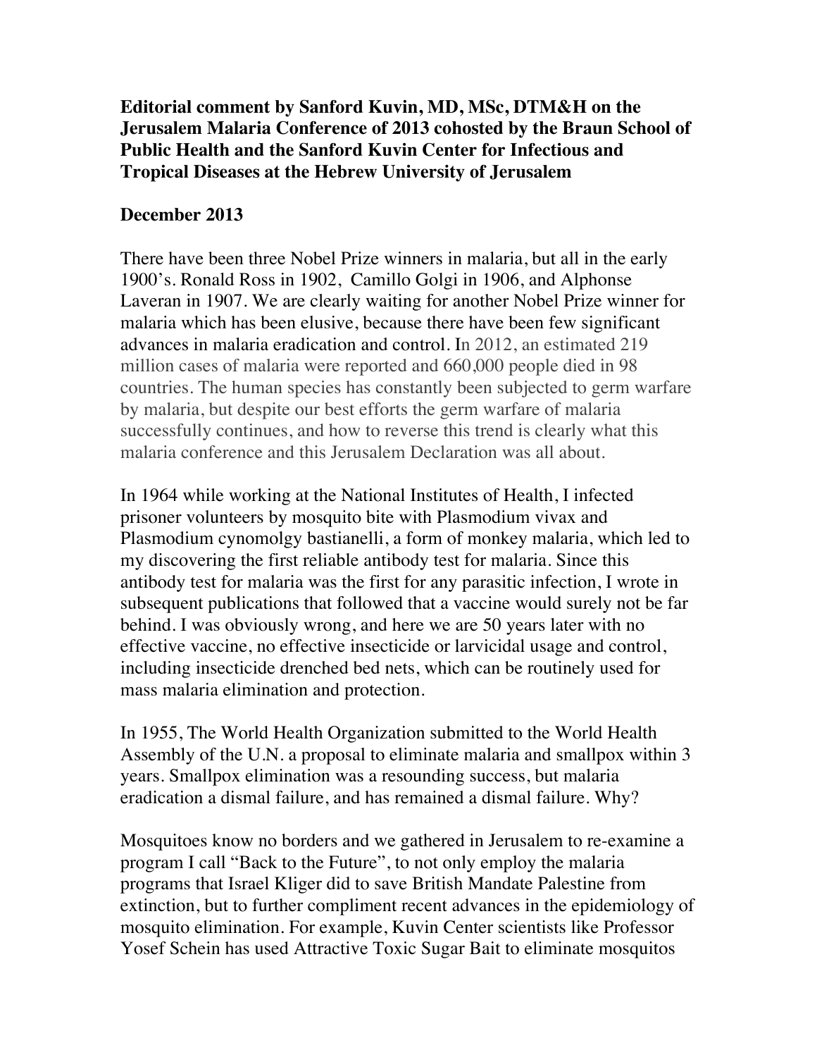**Editorial comment by Sanford Kuvin, MD, MSc, DTM&H on the Jerusalem Malaria Conference of 2013 cohosted by the Braun School of Public Health and the Sanford Kuvin Center for Infectious and Tropical Diseases at the Hebrew University of Jerusalem**

**December 2013**

There have been three Nobel Prize winners in malaria, but all in the early 1900's. Ronald Ross in 1902, Camillo Golgi in 1906, and Alphonse Laveran in 1907. We are clearly waiting for another Nobel Prize winner for malaria which has been elusive, because there have been few significant advances in malaria eradication and control. In 2012, an estimated 219 million cases of malaria were reported and 660,000 people died in 98 countries. The human species has constantly been subjected to germ warfare by malaria, but despite our best efforts the germ warfare of malaria successfully continues, and how to reverse this trend is clearly what this malaria conference and this Jerusalem Declaration was all about.

In 1964 while working at the National Institutes of Health, I infected prisoner volunteers by mosquito bite with Plasmodium vivax and Plasmodium cynomolgy bastianelli, a form of monkey malaria, which led to my discovering the first reliable antibody test for malaria. Since this antibody test for malaria was the first for any parasitic infection, I wrote in subsequent publications that followed that a vaccine would surely not be far behind. I was obviously wrong, and here we are 50 years later with no effective vaccine, no effective insecticide or larvicidal usage and control, including insecticide drenched bed nets, which can be routinely used for mass malaria elimination and protection.

In 1955, The World Health Organization submitted to the World Health Assembly of the U.N. a proposal to eliminate malaria and smallpox within 3 years. Smallpox elimination was a resounding success, but malaria eradication a dismal failure, and has remained a dismal failure. Why?

Mosquitoes know no borders and we gathered in Jerusalem to re-examine a program I call "Back to the Future", to not only employ the malaria programs that Israel Kliger did to save British Mandate Palestine from extinction, but to further compliment recent advances in the epidemiology of mosquito elimination. For example, Kuvin Center scientists like Professor Yosef Schein has used Attractive Toxic Sugar Bait to eliminate mosquitos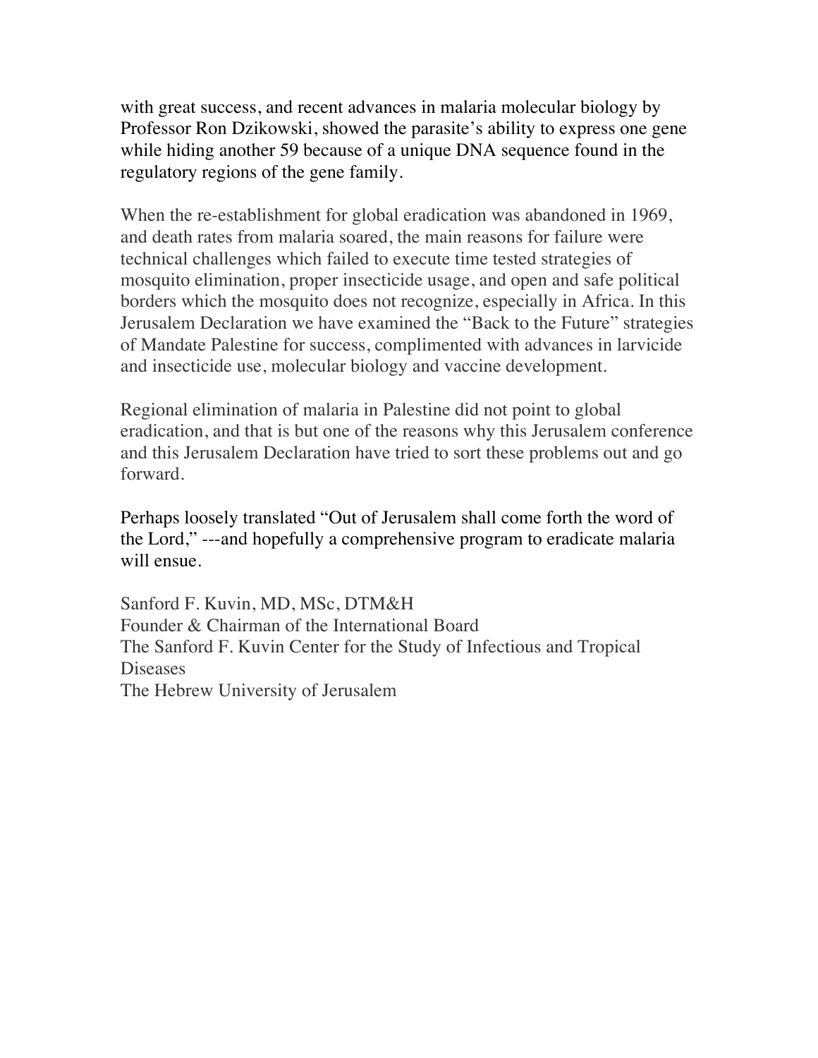with great success, and recent advances in malaria molecular biology by Professor Ron Dzikowski, showed the parasite's ability to express one gene while hiding another 59 because of a unique DNA sequence found in the regulatory regions of the gene family.

When the re-establishment for global eradication was abandoned in 1969, and death rates from malaria soared, the main reasons for failure were technical challenges which failed to execute time tested strategies of mosquito elimination, proper insecticide usage, and open and safe political borders which the mosquito does not recognize, especially in Africa. In this Jerusalem Declaration we have examined the "Back to the Future" strategies of Mandate Palestine for success, complimented with advances in larvicide and insecticide use, molecular biology and vaccine development.

Regional elimination of malaria in Palestine did not point to global eradication, and that is but one of the reasons why this Jerusalem conference and this Jerusalem Declaration have tried to sort these problems out and go forward.

Perhaps loosely translated "Out of Jerusalem shall come forth the word of the Lord," ---and hopefully a comprehensive program to eradicate malaria will ensue.

Sanford F. Kuvin, MD, MSc, DTM&H  
Founder & Chairman of the International Board  
The Sanford F. Kuvin Center for the Study of Infectious and Tropical Diseases  
The Hebrew University of Jerusalem